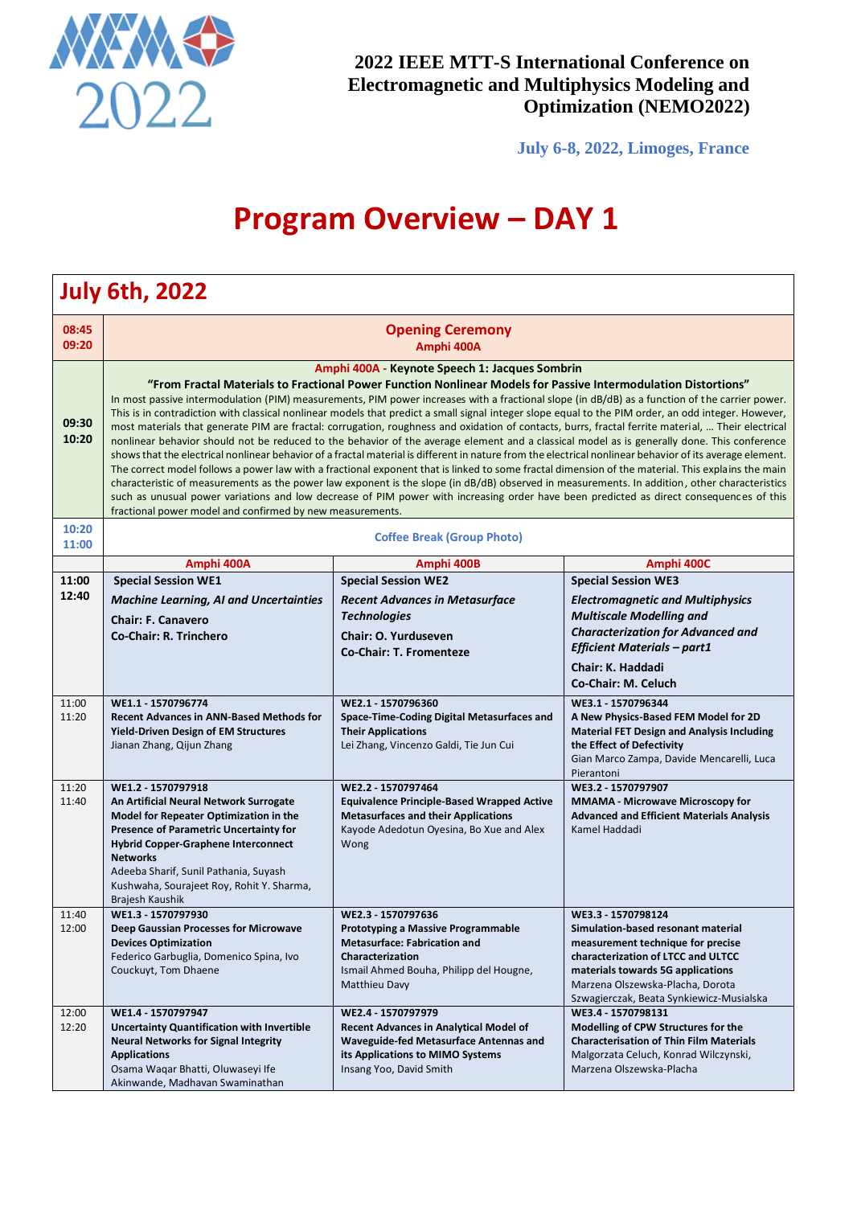2022 IEEE MTT-S International Conference on Electromagnetic and Multiphysics Modeling and Optimization (NEMO2022)

July 6-8, 2022, Limoges, France

# Program Overview – DAY 1

## July 6th, 2022

| Time | | | |
|---|---|---|---|
| 08:45 09:20 | **Opening Ceremony** Amphi 400A | | |
| 09:30 10:20 | **Amphi 400A - Keynote Speech 1: Jacques Sombrin** **"From Fractal Materials to Fractional Power Function Nonlinear Models for Passive Intermodulation Distortions"** In most passive intermodulation (PIM) measurements, PIM power increases with a fractional slope (in dB/dB) as a function of the carrier power. This is in contradiction with classical nonlinear models that predict a small signal integer slope equal to the PIM order, an odd integer. However, most materials that generate PIM are fractal: corrugation, roughness and oxidation of contacts, burrs, fractal ferrite material, … Their electrical nonlinear behavior should not be reduced to the behavior of the average element and a classical model as is generally done. This conference shows that the electrical nonlinear behavior of a fractal material is different in nature from the electrical nonlinear behavior of its average element. The correct model follows a power law with a fractional exponent that is linked to some fractal dimension of the material. This explains the main characteristic of measurements as the power law exponent is the slope (in dB/dB) observed in measurements. In addition, other characteristics such as unusual power variations and low decrease of PIM power with increasing order have been predicted as direct consequences of this fractional power model and confirmed by new measurements. | | |
| 10:20 11:00 | Coffee Break (Group Photo) | | |
| | **Amphi 400A** | **Amphi 400B** | **Amphi 400C** |
| 11:00 12:40 | **Special Session WE1** ***Machine Learning, AI and Uncertainties*** **Chair: F. Canavero** **Co-Chair: R. Trinchero** | **Special Session WE2** ***Recent Advances in Metasurface Technologies*** **Chair: O. Yurduseven** **Co-Chair: T. Fromenteze** | **Special Session WE3** ***Electromagnetic and Multiphysics Multiscale Modelling and Characterization for Advanced and Efficient Materials – part1*** **Chair: K. Haddadi** **Co-Chair: M. Celuch** |
| 11:00 11:20 | **WE1.1 - 1570796774** **Recent Advances in ANN-Based Methods for Yield-Driven Design of EM Structures** Jianan Zhang, Qijun Zhang | **WE2.1 - 1570796360** **Space-Time-Coding Digital Metasurfaces and Their Applications** Lei Zhang, Vincenzo Galdi, Tie Jun Cui | **WE3.1 - 1570796344** **A New Physics-Based FEM Model for 2D Material FET Design and Analysis Including the Effect of Defectivity** Gian Marco Zampa, Davide Mencarelli, Luca Pierantoni |
| 11:20 11:40 | **WE1.2 - 1570797918** **An Artificial Neural Network Surrogate Model for Repeater Optimization in the Presence of Parametric Uncertainty for Hybrid Copper-Graphene Interconnect Networks** Adeeba Sharif, Sunil Pathania, Suyash Kushwaha, Sourajeet Roy, Rohit Y. Sharma, Brajesh Kaushik | **WE2.2 - 1570797464** **Equivalence Principle-Based Wrapped Active Metasurfaces and their Applications** Kayode Adedotun Oyesina, Bo Xue and Alex Wong | **WE3.2 - 1570797907** **MMAMA - Microwave Microscopy for Advanced and Efficient Materials Analysis** Kamel Haddadi |
| 11:40 12:00 | **WE1.3 - 1570797930** **Deep Gaussian Processes for Microwave Devices Optimization** Federico Garbuglia, Domenico Spina, Ivo Couckuyt, Tom Dhaene | **WE2.3 - 1570797636** **Prototyping a Massive Programmable Metasurface: Fabrication and Characterization** Ismail Ahmed Bouha, Philipp del Hougne, Matthieu Davy | **WE3.3 - 1570798124** **Simulation-based resonant material measurement technique for precise characterization of LTCC and ULTCC materials towards 5G applications** Marzena Olszewska-Placha, Dorota Szwagierczak, Beata Synkiewicz-Musialska |
| 12:00 12:20 | **WE1.4 - 1570797947** **Uncertainty Quantification with Invertible Neural Networks for Signal Integrity Applications** Osama Waqar Bhatti, Oluwaseyi Ife Akinwande, Madhavan Swaminathan | **WE2.4 - 1570797979** **Recent Advances in Analytical Model of Waveguide-fed Metasurface Antennas and its Applications to MIMO Systems** Insang Yoo, David Smith | **WE3.4 - 1570798131** **Modelling of CPW Structures for the Characterisation of Thin Film Materials** Malgorzata Celuch, Konrad Wilczynski, Marzena Olszewska-Placha |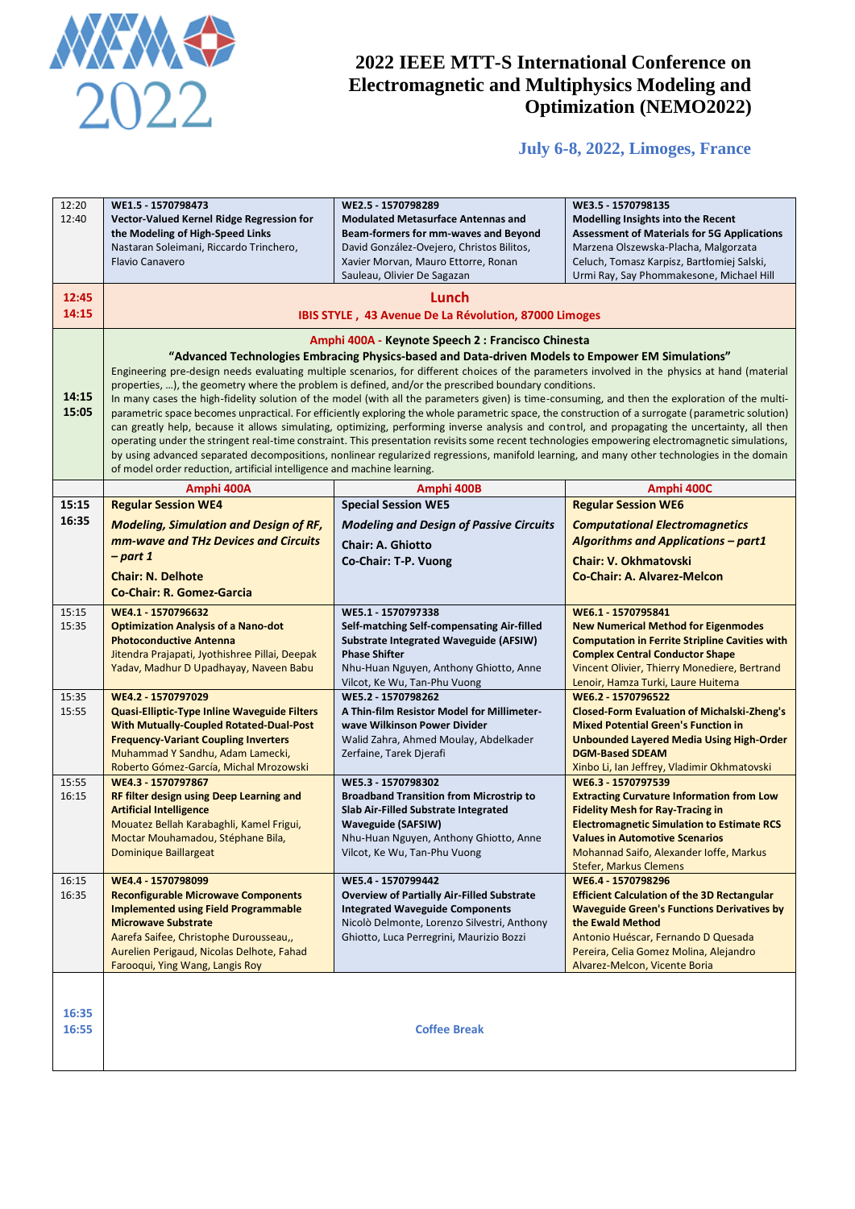# 2022 IEEE MTT-S International Conference on Electromagnetic and Multiphysics Modeling and Optimization (NEMO2022)

**July 6-8, 2022, Limoges, France**

| Time | | | |
|---|---|---|---|
| 12:20 12:40 | **WE1.5 - 1570798473** **Vector-Valued Kernel Ridge Regression for the Modeling of High-Speed Links** Nastaran Soleimani, Riccardo Trinchero, Flavio Canavero | **WE2.5 - 1570798289** **Modulated Metasurface Antennas and Beam-formers for mm-waves and Beyond** David González-Ovejero, Christos Bilitos, Xavier Morvan, Mauro Ettorre, Ronan Sauleau, Olivier De Sagazan | **WE3.5 - 1570798135** **Modelling Insights into the Recent Assessment of Materials for 5G Applications** Marzena Olszewska-Placha, Malgorzata Celuch, Tomasz Karpisz, Bartłomiej Salski, Urmi Ray, Say Phommakesone, Michael Hill |
| **12:45 14:15** | **Lunch** IBIS STYLE , 43 Avenue De La Révolution, 87000 Limoges | | |
| **14:15 15:05** | **Amphi 400A - Keynote Speech 2 : Francisco Chinesta** **"Advanced Technologies Embracing Physics-based and Data-driven Models to Empower EM Simulations"** Engineering pre-design needs evaluating multiple scenarios, for different choices of the parameters involved in the physics at hand (material properties, …), the geometry where the problem is defined, and/or the prescribed boundary conditions. In many cases the high-fidelity solution of the model (with all the parameters given) is time-consuming, and then the exploration of the multi-parametric space becomes unpractical. For efficiently exploring the whole parametric space, the construction of a surrogate (parametric solution) can greatly help, because it allows simulating, optimizing, performing inverse analysis and control, and propagating the uncertainty, all then operating under the stringent real-time constraint. This presentation revisits some recent technologies empowering electromagnetic simulations, by using advanced separated decompositions, nonlinear regularized regressions, manifold learning, and many other technologies in the domain of model order reduction, artificial intelligence and machine learning. | | |
| | **Amphi 400A** | **Amphi 400B** | **Amphi 400C** |
| **15:15 16:35** | **Regular Session WE4** ***Modeling, Simulation and Design of RF, mm-wave and THz Devices and Circuits – part 1*** **Chair: N. Delhote** **Co-Chair: R. Gomez-Garcia** | **Special Session WE5** ***Modeling and Design of Passive Circuits*** **Chair: A. Ghiotto** **Co-Chair: T-P. Vuong** | **Regular Session WE6** ***Computational Electromagnetics Algorithms and Applications – part1*** **Chair: V. Okhmatovski** **Co-Chair: A. Alvarez-Melcon** |
| 15:15 15:35 | **WE4.1 - 1570796632** **Optimization Analysis of a Nano-dot Photoconductive Antenna** Jitendra Prajapati, Jyothishree Pillai, Deepak Yadav, Madhur D Upadhayay, Naveen Babu | **WE5.1 - 1570797338** **Self-matching Self-compensating Air-filled Substrate Integrated Waveguide (AFSIW) Phase Shifter** Nhu-Huan Nguyen, Anthony Ghiotto, Anne Vilcot, Ke Wu, Tan-Phu Vuong | **WE6.1 - 1570795841** **New Numerical Method for Eigenmodes Computation in Ferrite Stripline Cavities with Complex Central Conductor Shape** Vincent Olivier, Thierry Monediere, Bertrand Lenoir, Hamza Turki, Laure Huitema |
| 15:35 15:55 | **WE4.2 - 1570797029** **Quasi-Elliptic-Type Inline Waveguide Filters With Mutually-Coupled Rotated-Dual-Post Frequency-Variant Coupling Inverters** Muhammad Y Sandhu, Adam Lamecki, Roberto Gómez-García, Michal Mrozowski | **WE5.2 - 1570798262** **A Thin-film Resistor Model for Millimeter-wave Wilkinson Power Divider** Walid Zahra, Ahmed Moulay, Abdelkader Zerfaine, Tarek Djerafi | **WE6.2 - 1570796522** **Closed-Form Evaluation of Michalski-Zheng's Mixed Potential Green's Function in Unbounded Layered Media Using High-Order DGM-Based SDEAM** Xinbo Li, Ian Jeffrey, Vladimir Okhmatovski |
| 15:55 16:15 | **WE4.3 - 1570797867** **RF filter design using Deep Learning and Artificial Intelligence** Mouatez Bellah Karabaghli, Kamel Frigui, Moctar Mouhamadou, Stéphane Bila, Dominique Baillargeat | **WE5.3 - 1570798302** **Broadband Transition from Microstrip to Slab Air-Filled Substrate Integrated Waveguide (SAFSIW)** Nhu-Huan Nguyen, Anthony Ghiotto, Anne Vilcot, Ke Wu, Tan-Phu Vuong | **WE6.3 - 1570797539** **Extracting Curvature Information from Low Fidelity Mesh for Ray-Tracing in Electromagnetic Simulation to Estimate RCS Values in Automotive Scenarios** Mohannad Saifo, Alexander Ioffe, Markus Stefer, Markus Clemens |
| 16:15 16:35 | **WE4.4 - 1570798099** **Reconfigurable Microwave Components Implemented using Field Programmable Microwave Substrate** Aarefa Saifee, Christophe Durousseau,, Aurelien Perigaud, Nicolas Delhote, Fahad Farooqui, Ying Wang, Langis Roy | **WE5.4 - 1570799442** **Overview of Partially Air-Filled Substrate Integrated Waveguide Components** Nicolò Delmonte, Lorenzo Silvestri, Anthony Ghiotto, Luca Perregrini, Maurizio Bozzi | **WE6.4 - 1570798296** **Efficient Calculation of the 3D Rectangular Waveguide Green's Functions Derivatives by the Ewald Method** Antonio Huéscar, Fernando D Quesada Pereira, Celia Gomez Molina, Alejandro Alvarez-Melcon, Vicente Boria |
| **16:35 16:55** | **Coffee Break** | | |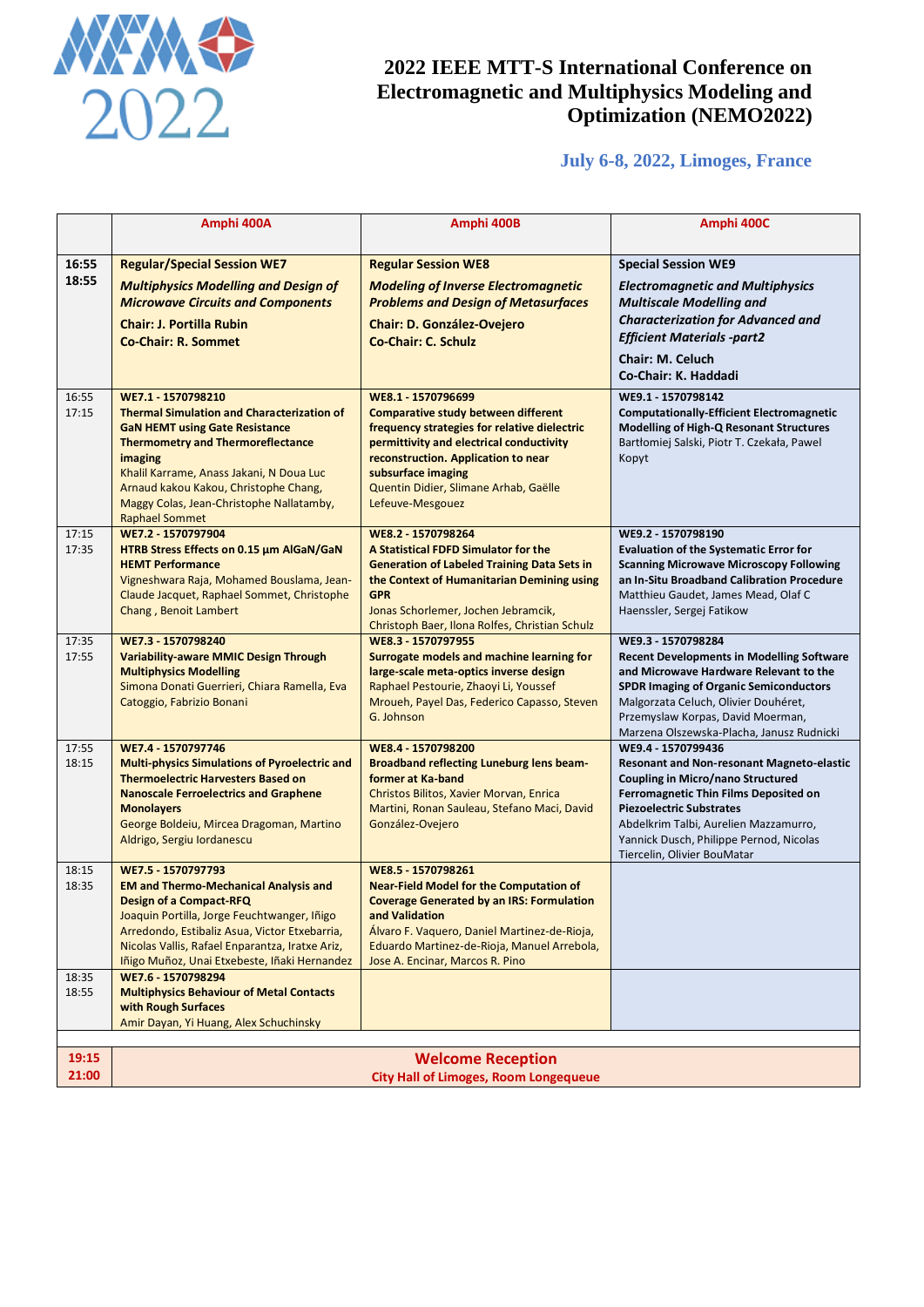# 2022 IEEE MTT-S International Conference on Electromagnetic and Multiphysics Modeling and Optimization (NEMO2022)

**July 6-8, 2022, Limoges, France**

| | Amphi 400A | Amphi 400B | Amphi 400C |
|---|---|---|---|
| **16:55 18:55** | **Regular/Special Session WE7** ***Multiphysics Modelling and Design of Microwave Circuits and Components*** **Chair: J. Portilla Rubin** **Co-Chair: R. Sommet** | **Regular Session WE8** ***Modeling of Inverse Electromagnetic Problems and Design of Metasurfaces*** **Chair: D. González-Ovejero** **Co-Chair: C. Schulz** | **Special Session WE9** ***Electromagnetic and Multiphysics Multiscale Modelling and Characterization for Advanced and Efficient Materials -part2*** **Chair: M. Celuch** **Co-Chair: K. Haddadi** |
| 16:55 17:15 | **WE7.1 - 1570798210** **Thermal Simulation and Characterization of GaN HEMT using Gate Resistance Thermometry and Thermoreflectance imaging** Khalil Karrame, Anass Jakani, N Doua Luc Arnaud kakou Kakou, Christophe Chang, Maggy Colas, Jean-Christophe Nallatamby, Raphael Sommet | **WE8.1 - 1570796699** **Comparative study between different frequency strategies for relative dielectric permittivity and electrical conductivity reconstruction. Application to near subsurface imaging** Quentin Didier, Slimane Arhab, Gaëlle Lefeuve-Mesgouez | **WE9.1 - 1570798142** **Computationally-Efficient Electromagnetic Modelling of High-Q Resonant Structures** Bartłomiej Salski, Piotr T. Czekała, Pawel Kopyt |
| 17:15 17:35 | **WE7.2 - 1570797904** **HTRB Stress Effects on 0.15 µm AlGaN/GaN HEMT Performance** Vigneshwara Raja, Mohamed Bouslama, Jean-Claude Jacquet, Raphael Sommet, Christophe Chang , Benoit Lambert | **WE8.2 - 1570798264** **A Statistical FDFD Simulator for the Generation of Labeled Training Data Sets in the Context of Humanitarian Demining using GPR** Jonas Schorlemer, Jochen Jebramcik, Christoph Baer, Ilona Rolfes, Christian Schulz | **WE9.2 - 1570798190** **Evaluation of the Systematic Error for Scanning Microwave Microscopy Following an In-Situ Broadband Calibration Procedure** Matthieu Gaudet, James Mead, Olaf C Haenssler, Sergej Fatikow |
| 17:35 17:55 | **WE7.3 - 1570798240** **Variability-aware MMIC Design Through Multiphysics Modelling** Simona Donati Guerrieri, Chiara Ramella, Eva Catoggio, Fabrizio Bonani | **WE8.3 - 1570797955** **Surrogate models and machine learning for large-scale meta-optics inverse design** Raphael Pestourie, Zhaoyi Li, Youssef Mroueh, Payel Das, Federico Capasso, Steven G. Johnson | **WE9.3 - 1570798284** **Recent Developments in Modelling Software and Microwave Hardware Relevant to the SPDR Imaging of Organic Semiconductors** Malgorzata Celuch, Olivier Douhéret, Przemyslaw Korpas, David Moerman, Marzena Olszewska-Placha, Janusz Rudnicki |
| 17:55 18:15 | **WE7.4 - 1570797746** **Multi-physics Simulations of Pyroelectric and Thermoelectric Harvesters Based on Nanoscale Ferroelectrics and Graphene Monolayers** George Boldeiu, Mircea Dragoman, Martino Aldrigo, Sergiu Iordanescu | **WE8.4 - 1570798200** **Broadband reflecting Luneburg lens beam-former at Ka-band** Christos Bilitos, Xavier Morvan, Enrica Martini, Ronan Sauleau, Stefano Maci, David González-Ovejero | **WE9.4 - 1570799436** **Resonant and Non-resonant Magneto-elastic Coupling in Micro/nano Structured Ferromagnetic Thin Films Deposited on Piezoelectric Substrates** Abdelkrim Talbi, Aurelien Mazzamurro, Yannick Dusch, Philippe Pernod, Nicolas Tiercelin, Olivier BouMatar |
| 18:15 18:35 | **WE7.5 - 1570797793** **EM and Thermo-Mechanical Analysis and Design of a Compact-RFQ** Joaquin Portilla, Jorge Feuchtwanger, Iñigo Arredondo, Estibaliz Asua, Victor Etxebarria, Nicolas Vallis, Rafael Enparantza, Iratxe Ariz, Iñigo Muñoz, Unai Etxebeste, Iñaki Hernandez | **WE8.5 - 1570798261** **Near-Field Model for the Computation of Coverage Generated by an IRS: Formulation and Validation** Álvaro F. Vaquero, Daniel Martinez-de-Rioja, Eduardo Martinez-de-Rioja, Manuel Arrebola, Jose A. Encinar, Marcos R. Pino | |
| 18:35 18:55 | **WE7.6 - 1570798294** **Multiphysics Behaviour of Metal Contacts with Rough Surfaces** Amir Dayan, Yi Huang, Alex Schuchinsky | | |
| | | | |
| **19:15 21:00** | **Welcome Reception** **City Hall of Limoges, Room Longequeue** | | |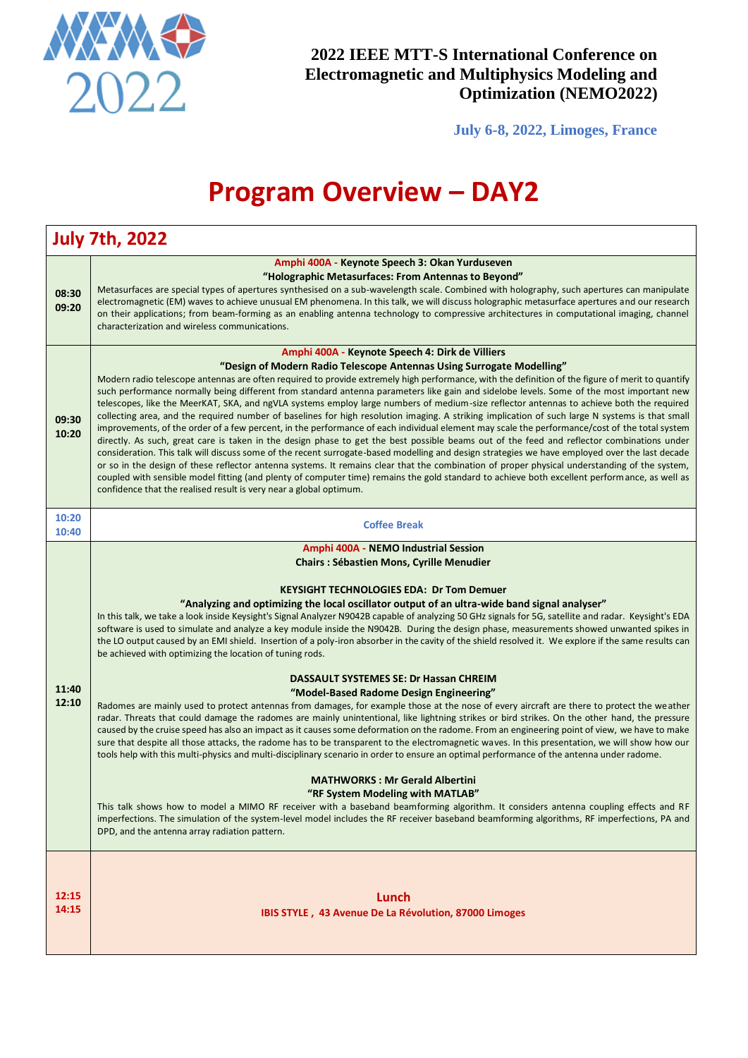**2022 IEEE MTT-S International Conference on Electromagnetic and Multiphysics Modeling and Optimization (NEMO2022)**

**July 6-8, 2022, Limoges, France**

# Program Overview – DAY2

## July 7th, 2022

| Time | Session |
|---|---|
| 08:30<br>09:20 | **Amphi 400A - Keynote Speech 3: Okan Yurduseven**<br>**“Holographic Metasurfaces: From Antennas to Beyond”**<br>Metasurfaces are special types of apertures synthesised on a sub-wavelength scale. Combined with holography, such apertures can manipulate electromagnetic (EM) waves to achieve unusual EM phenomena. In this talk, we will discuss holographic metasurface apertures and our research on their applications; from beam-forming as an enabling antenna technology to compressive architectures in computational imaging, channel characterization and wireless communications. |
| 09:30<br>10:20 | **Amphi 400A - Keynote Speech 4: Dirk de Villiers**<br>**“Design of Modern Radio Telescope Antennas Using Surrogate Modelling”**<br>Modern radio telescope antennas are often required to provide extremely high performance, with the definition of the figure of merit to quantify such performance normally being different from standard antenna parameters like gain and sidelobe levels. Some of the most important new telescopes, like the MeerKAT, SKA, and ngVLA systems employ large numbers of medium-size reflector antennas to achieve both the required collecting area, and the required number of baselines for high resolution imaging. A striking implication of such large N systems is that small improvements, of the order of a few percent, in the performance of each individual element may scale the performance/cost of the total system directly. As such, great care is taken in the design phase to get the best possible beams out of the feed and reflector combinations under consideration. This talk will discuss some of the recent surrogate-based modelling and design strategies we have employed over the last decade or so in the design of these reflector antenna systems. It remains clear that the combination of proper physical understanding of the system, coupled with sensible model fitting (and plenty of computer time) remains the gold standard to achieve both excellent performance, as well as confidence that the realised result is very near a global optimum. |
| 10:20<br>10:40 | Coffee Break |
| 11:40<br>12:10 | **Amphi 400A - NEMO Industrial Session**<br>**Chairs : Sébastien Mons, Cyrille Menudier**<br><br>**KEYSIGHT TECHNOLOGIES EDA: Dr Tom Demuer**<br>**“Analyzing and optimizing the local oscillator output of an ultra-wide band signal analyser”**<br>In this talk, we take a look inside Keysight's Signal Analyzer N9042B capable of analyzing 50 GHz signals for 5G, satellite and radar. Keysight's EDA software is used to simulate and analyze a key module inside the N9042B. During the design phase, measurements showed unwanted spikes in the LO output caused by an EMI shield. Insertion of a poly-iron absorber in the cavity of the shield resolved it. We explore if the same results can be achieved with optimizing the location of tuning rods.<br><br>**DASSAULT SYSTEMES SE: Dr Hassan CHREIM**<br>**“Model-Based Radome Design Engineering”**<br>Radomes are mainly used to protect antennas from damages, for example those at the nose of every aircraft are there to protect the weather radar. Threats that could damage the radomes are mainly unintentional, like lightning strikes or bird strikes. On the other hand, the pressure caused by the cruise speed has also an impact as it causes some deformation on the radome. From an engineering point of view, we have to make sure that despite all those attacks, the radome has to be transparent to the electromagnetic waves. In this presentation, we will show how our tools help with this multi-physics and multi-disciplinary scenario in order to ensure an optimal performance of the antenna under radome.<br><br>**MATHWORKS : Mr Gerald Albertini**<br>**“RF System Modeling with MATLAB”**<br>This talk shows how to model a MIMO RF receiver with a baseband beamforming algorithm. It considers antenna coupling effects and RF imperfections. The simulation of the system-level model includes the RF receiver baseband beamforming algorithms, RF imperfections, PA and DPD, and the antenna array radiation pattern. |
| 12:15<br>14:15 | **Lunch**<br>**IBIS STYLE , 43 Avenue De La Révolution, 87000 Limoges** |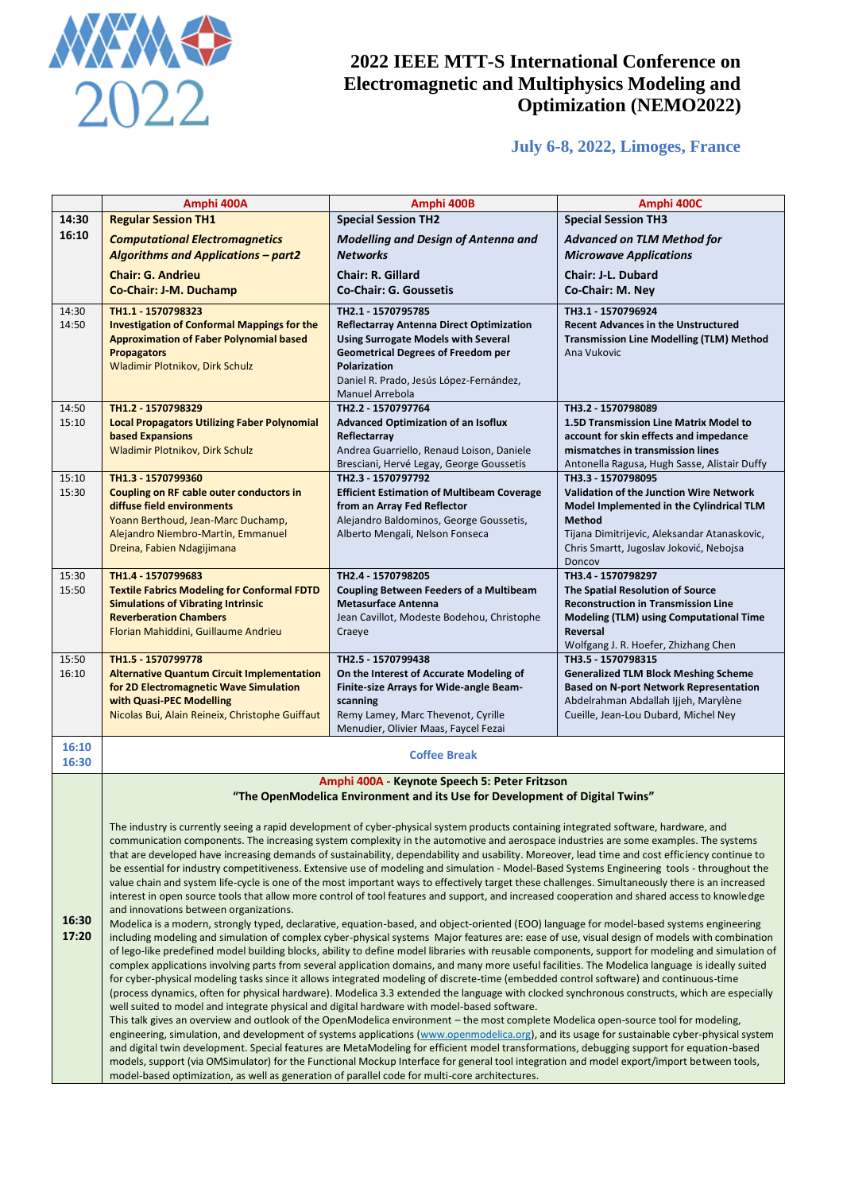# 2022 IEEE MTT-S International Conference on Electromagnetic and Multiphysics Modeling and Optimization (NEMO2022)

**July 6-8, 2022, Limoges, France**

| | Amphi 400A | Amphi 400B | Amphi 400C |
|---|---|---|---|
| **14:30 16:10** | **Regular Session TH1** ***Computational Electromagnetics Algorithms and Applications – part2*** **Chair: G. Andrieu** **Co-Chair: J-M. Duchamp** | **Special Session TH2** ***Modelling and Design of Antenna and Networks*** **Chair: R. Gillard** **Co-Chair: G. Goussetis** | **Special Session TH3** ***Advanced on TLM Method for Microwave Applications*** **Chair: J-L. Dubard** **Co-Chair: M. Ney** |
| 14:30 14:50 | **TH1.1 - 1570798323** **Investigation of Conformal Mappings for the Approximation of Faber Polynomial based Propagators** Wladimir Plotnikov, Dirk Schulz | **TH2.1 - 1570795785** **Reflectarray Antenna Direct Optimization Using Surrogate Models with Several Geometrical Degrees of Freedom per Polarization** Daniel R. Prado, Jesús López-Fernández, Manuel Arrebola | **TH3.1 - 1570796924** **Recent Advances in the Unstructured Transmission Line Modelling (TLM) Method** Ana Vukovic |
| 14:50 15:10 | **TH1.2 - 1570798329** **Local Propagators Utilizing Faber Polynomial based Expansions** Wladimir Plotnikov, Dirk Schulz | **TH2.2 - 1570797764** **Advanced Optimization of an Isoflux Reflectarray** Andrea Guarriello, Renaud Loison, Daniele Bresciani, Hervé Legay, George Goussetis | **TH3.2 - 1570798089** **1.5D Transmission Line Matrix Model to account for skin effects and impedance mismatches in transmission lines** Antonella Ragusa, Hugh Sasse, Alistair Duffy |
| 15:10 15:30 | **TH1.3 - 1570799360** **Coupling on RF cable outer conductors in diffuse field environments** Yoann Berthoud, Jean-Marc Duchamp, Alejandro Niembro-Martin, Emmanuel Dreina, Fabien Ndagijimana | **TH2.3 - 1570797792** **Efficient Estimation of Multibeam Coverage from an Array Fed Reflector** Alejandro Baldominos, George Goussetis, Alberto Mengali, Nelson Fonseca | **TH3.3 - 1570798095** **Validation of the Junction Wire Network Model Implemented in the Cylindrical TLM Method** Tijana Dimitrijevic, Aleksandar Atanaskovic, Chris Smartt, Jugoslav Joković, Nebojsa Doncov |
| 15:30 15:50 | **TH1.4 - 1570799683** **Textile Fabrics Modeling for Conformal FDTD Simulations of Vibrating Intrinsic Reverberation Chambers** Florian Mahiddini, Guillaume Andrieu | **TH2.4 - 1570798205** **Coupling Between Feeders of a Multibeam Metasurface Antenna** Jean Cavillot, Modeste Bodehou, Christophe Craeye | **TH3.4 - 1570798297** **The Spatial Resolution of Source Reconstruction in Transmission Line Modeling (TLM) using Computational Time Reversal** Wolfgang J. R. Hoefer, Zhizhang Chen |
| 15:50 16:10 | **TH1.5 - 1570799778** **Alternative Quantum Circuit Implementation for 2D Electromagnetic Wave Simulation with Quasi-PEC Modelling** Nicolas Bui, Alain Reineix, Christophe Guiffaut | **TH2.5 - 1570799438** **On the Interest of Accurate Modeling of Finite-size Arrays for Wide-angle Beam-scanning** Remy Lamey, Marc Thevenot, Cyrille Menudier, Olivier Maas, Faycel Fezai | **TH3.5 - 1570798315** **Generalized TLM Block Meshing Scheme Based on N-port Network Representation** Abdelrahman Abdallah Ijjeh, Marylène Cueille, Jean-Lou Dubard, Michel Ney |
| 16:10 16:30 | Coffee Break | | |
| **16:30 17:20** | Amphi 400A - **Keynote Speech 5: Peter Fritzson** | | |

**"The OpenModelica Environment and its Use for Development of Digital Twins"**

The industry is currently seeing a rapid development of cyber-physical system products containing integrated software, hardware, and communication components. The increasing system complexity in the automotive and aerospace industries are some examples. The systems that are developed have increasing demands of sustainability, dependability and usability. Moreover, lead time and cost efficiency continue to be essential for industry competitiveness. Extensive use of modeling and simulation - Model-Based Systems Engineering tools - throughout the value chain and system life-cycle is one of the most important ways to effectively target these challenges. Simultaneously there is an increased interest in open source tools that allow more control of tool features and support, and increased cooperation and shared access to knowledge and innovations between organizations.

Modelica is a modern, strongly typed, declarative, equation-based, and object-oriented (EOO) language for model-based systems engineering including modeling and simulation of complex cyber-physical systems Major features are: ease of use, visual design of models with combination of lego-like predefined model building blocks, ability to define model libraries with reusable components, support for modeling and simulation of complex applications involving parts from several application domains, and many more useful facilities. The Modelica language is ideally suited for cyber-physical modeling tasks since it allows integrated modeling of discrete-time (embedded control software) and continuous-time (process dynamics, often for physical hardware). Modelica 3.3 extended the language with clocked synchronous constructs, which are especially well suited to model and integrate physical and digital hardware with model-based software.

This talk gives an overview and outlook of the OpenModelica environment – the most complete Modelica open-source tool for modeling, engineering, simulation, and development of systems applications (www.openmodelica.org), and its usage for sustainable cyber-physical system and digital twin development. Special features are MetaModeling for efficient model transformations, debugging support for equation-based models, support (via OMSimulator) for the Functional Mockup Interface for general tool integration and model export/import between tools, model-based optimization, as well as generation of parallel code for multi-core architectures.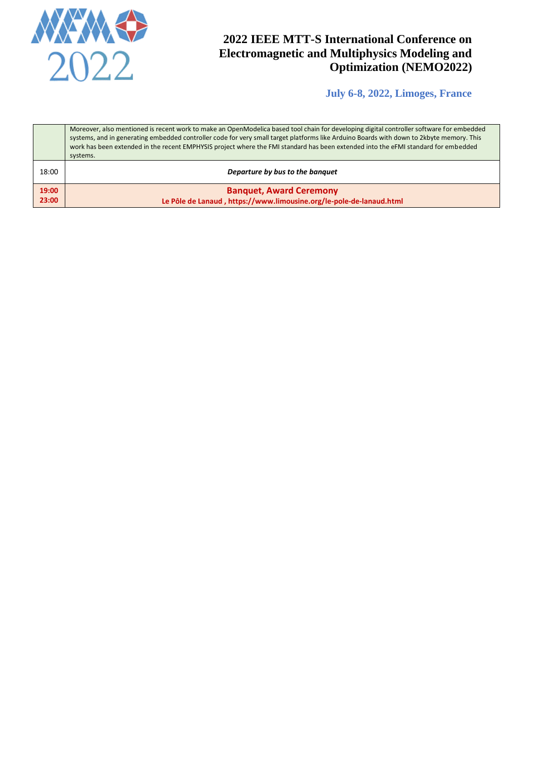| | |
|---|---|
| | Moreover, also mentioned is recent work to make an OpenModelica based tool chain for developing digital controller software for embedded systems, and in generating embedded controller code for very small target platforms like Arduino Boards with down to 2kbyte memory. This work has been extended in the recent EMPHYSIS project where the FMI standard has been extended into the eFMI standard for embedded systems. |
| 18:00 | ***Departure by bus to the banquet*** |
| **19:00 23:00** | **Banquet, Award Ceremony** **Le Pôle de Lanaud , https://www.limousine.org/le-pole-de-lanaud.html** |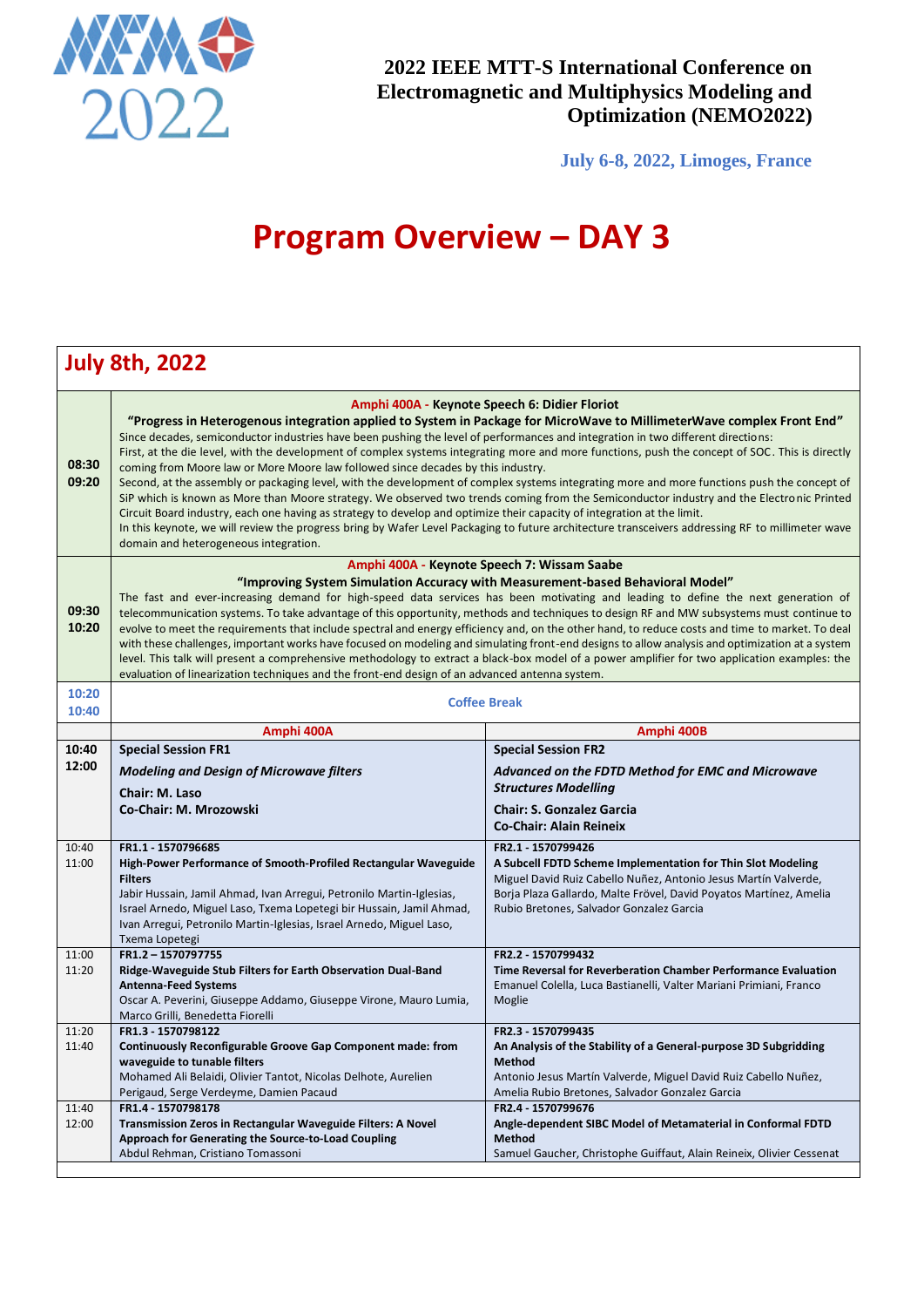# 2022 IEEE MTT-S International Conference on Electromagnetic and Multiphysics Modeling and Optimization (NEMO2022)

**July 6-8, 2022, Limoges, France**

# Program Overview – DAY 3

## July 8th, 2022

**08:30 – 09:20**

**Amphi 400A - Keynote Speech 6: Didier Floriot**

**"Progress in Heterogenous integration applied to System in Package for MicroWave to MillimeterWave complex Front End"**

Since decades, semiconductor industries have been pushing the level of performances and integration in two different directions:
First, at the die level, with the development of complex systems integrating more and more functions, push the concept of SOC. This is directly coming from Moore law or More Moore law followed since decades by this industry.
Second, at the assembly or packaging level, with the development of complex systems integrating more and more functions push the concept of SiP which is known as More than Moore strategy. We observed two trends coming from the Semiconductor industry and the Electronic Printed Circuit Board industry, each one having as strategy to develop and optimize their capacity of integration at the limit.
In this keynote, we will review the progress bring by Wafer Level Packaging to future architecture transceivers addressing RF to millimeter wave domain and heterogeneous integration.

**09:30 – 10:20**

**Amphi 400A - Keynote Speech 7: Wissam Saabe**

**"Improving System Simulation Accuracy with Measurement-based Behavioral Model"**

The fast and ever-increasing demand for high-speed data services has been motivating and leading to define the next generation of telecommunication systems. To take advantage of this opportunity, methods and techniques to design RF and MW subsystems must continue to evolve to meet the requirements that include spectral and energy efficiency and, on the other hand, to reduce costs and time to market. To deal with these challenges, important works have focused on modeling and simulating front-end designs to allow analysis and optimization at a system level. This talk will present a comprehensive methodology to extract a black-box model of a power amplifier for two application examples: the evaluation of linearization techniques and the front-end design of an advanced antenna system.

**10:20 – 10:40** Coffee Break

| Time | Amphi 400A | Amphi 400B |
|---|---|---|
| **10:40 – 12:00** | **Special Session FR1**<br>***Modeling and Design of Microwave filters***<br>**Chair: M. Laso**<br>**Co-Chair: M. Mrozowski** | **Special Session FR2**<br>***Advanced on the FDTD Method for EMC and Microwave Structures Modelling***<br>**Chair: S. Gonzalez Garcia**<br>**Co-Chair: Alain Reineix** |
| 10:40 – 11:00 | **FR1.1 - 1570796685**<br>**High-Power Performance of Smooth-Profiled Rectangular Waveguide Filters**<br>Jabir Hussain, Jamil Ahmad, Ivan Arregui, Petronilo Martin-Iglesias, Israel Arnedo, Miguel Laso, Txema Lopetegi bir Hussain, Jamil Ahmad, Ivan Arregui, Petronilo Martin-Iglesias, Israel Arnedo, Miguel Laso, Txema Lopetegi | **FR2.1 - 1570799426**<br>**A Subcell FDTD Scheme Implementation for Thin Slot Modeling**<br>Miguel David Ruiz Cabello Nuñez, Antonio Jesus Martín Valverde, Borja Plaza Gallardo, Malte Frövel, David Poyatos Martínez, Amelia Rubio Bretones, Salvador Gonzalez Garcia |
| 11:00 – 11:20 | **FR1.2 – 1570797755**<br>**Ridge-Waveguide Stub Filters for Earth Observation Dual-Band Antenna-Feed Systems**<br>Oscar A. Peverini, Giuseppe Addamo, Giuseppe Virone, Mauro Lumia, Marco Grilli, Benedetta Fiorelli | **FR2.2 - 1570799432**<br>**Time Reversal for Reverberation Chamber Performance Evaluation**<br>Emanuel Colella, Luca Bastianelli, Valter Mariani Primiani, Franco Moglie |
| 11:20 – 11:40 | **FR1.3 - 1570798122**<br>**Continuously Reconfigurable Groove Gap Component made: from waveguide to tunable filters**<br>Mohamed Ali Belaidi, Olivier Tantot, Nicolas Delhote, Aurelien Perigaud, Serge Verdeyme, Damien Pacaud | **FR2.3 - 1570799435**<br>**An Analysis of the Stability of a General-purpose 3D Subgridding Method**<br>Antonio Jesus Martín Valverde, Miguel David Ruiz Cabello Nuñez, Amelia Rubio Bretones, Salvador Gonzalez Garcia |
| 11:40 – 12:00 | **FR1.4 - 1570798178**<br>**Transmission Zeros in Rectangular Waveguide Filters: A Novel Approach for Generating the Source-to-Load Coupling**<br>Abdul Rehman, Cristiano Tomassoni | **FR2.4 - 1570799676**<br>**Angle-dependent SIBC Model of Metamaterial in Conformal FDTD Method**<br>Samuel Gaucher, Christophe Guiffaut, Alain Reineix, Olivier Cessenat |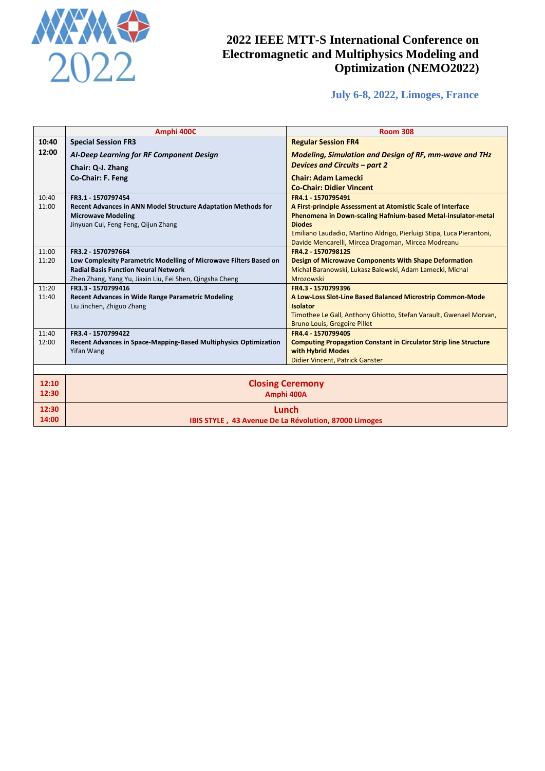# 2022 IEEE MTT-S International Conference on Electromagnetic and Multiphysics Modeling and Optimization (NEMO2022)

**July 6-8, 2022, Limoges, France**

| | Amphi 400C | Room 308 |
|---|---|---|
| **10:40 12:00** | **Special Session FR3** ***AI-Deep Learning for RF Component Design*** **Chair: Q-J. Zhang** **Co-Chair: F. Feng** | **Regular Session FR4** ***Modeling, Simulation and Design of RF, mm-wave and THz Devices and Circuits – part 2*** **Chair: Adam Lamecki** **Co-Chair: Didier Vincent** |
| 10:40 11:00 | **FR3.1 - 1570797454** **Recent Advances in ANN Model Structure Adaptation Methods for Microwave Modeling** Jinyuan Cui, Feng Feng, Qijun Zhang | **FR4.1 - 1570795491** **A First-principle Assessment at Atomistic Scale of Interface Phenomena in Down-scaling Hafnium-based Metal-insulator-metal Diodes** Emiliano Laudadio, Martino Aldrigo, Pierluigi Stipa, Luca Pierantoni, Davide Mencarelli, Mircea Dragoman, Mircea Modreanu |
| 11:00 11:20 | **FR3.2 - 1570797664** **Low Complexity Parametric Modelling of Microwave Filters Based on Radial Basis Function Neural Network** Zhen Zhang, Yang Yu, Jiaxin Liu, Fei Shen, Qingsha Cheng | **FR4.2 - 1570798125** **Design of Microwave Components With Shape Deformation** Michal Baranowski, Lukasz Balewski, Adam Lamecki, Michal Mrozowski |
| 11:20 11:40 | **FR3.3 - 1570799416** **Recent Advances in Wide Range Parametric Modeling** Liu Jinchen, Zhiguo Zhang | **FR4.3 - 1570799396** **A Low-Loss Slot-Line Based Balanced Microstrip Common-Mode Isolator** Timothee Le Gall, Anthony Ghiotto, Stefan Varault, Gwenael Morvan, Bruno Louis, Gregoire Pillet |
| 11:40 12:00 | **FR3.4 - 1570799422** **Recent Advances in Space-Mapping-Based Multiphysics Optimization** Yifan Wang | **FR4.4 - 1570799405** **Computing Propagation Constant in Circulator Strip line Structure with Hybrid Modes** Didier Vincent, Patrick Ganster |
| | | |
| **12:10 12:30** | **Closing Ceremony** **Amphi 400A** | |
| **12:30 14:00** | **Lunch** **IBIS STYLE , 43 Avenue De La Révolution, 87000 Limoges** | |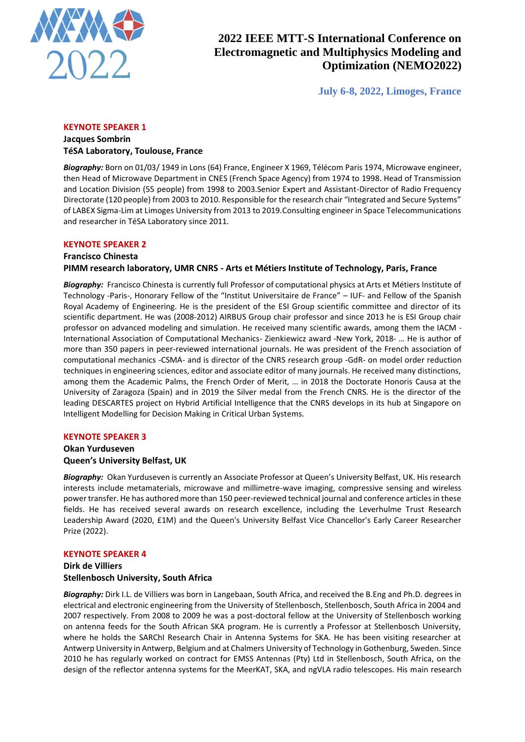# 2022 IEEE MTT-S International Conference on Electromagnetic and Multiphysics Modeling and Optimization (NEMO2022)

**July 6-8, 2022, Limoges, France**

## KEYNOTE SPEAKER 1

**Jacques Sombrin**
**TéSA Laboratory, Toulouse, France**

***Biography:*** Born on 01/03/ 1949 in Lons (64) France, Engineer X 1969, Télécom Paris 1974, Microwave engineer, then Head of Microwave Department in CNES (French Space Agency) from 1974 to 1998. Head of Transmission and Location Division (55 people) from 1998 to 2003.Senior Expert and Assistant-Director of Radio Frequency Directorate (120 people) from 2003 to 2010. Responsible for the research chair "Integrated and Secure Systems" of LABEX Sigma-Lim at Limoges University from 2013 to 2019.Consulting engineer in Space Telecommunications and researcher in TéSA Laboratory since 2011.

## KEYNOTE SPEAKER 2

**Francisco Chinesta**
**PIMM research laboratory, UMR CNRS - Arts et Métiers Institute of Technology, Paris, France**

***Biography:*** Francisco Chinesta is currently full Professor of computational physics at Arts et Métiers Institute of Technology -Paris-, Honorary Fellow of the "Institut Universitaire de France" – IUF- and Fellow of the Spanish Royal Academy of Engineering. He is the president of the ESI Group scientific committee and director of its scientific department. He was (2008-2012) AIRBUS Group chair professor and since 2013 he is ESI Group chair professor on advanced modeling and simulation. He received many scientific awards, among them the IACM - International Association of Computational Mechanics- Zienkiewicz award -New York, 2018- … He is author of more than 350 papers in peer-reviewed international journals. He was president of the French association of computational mechanics -CSMA- and is director of the CNRS research group -GdR- on model order reduction techniques in engineering sciences, editor and associate editor of many journals. He received many distinctions, among them the Academic Palms, the French Order of Merit, … in 2018 the Doctorate Honoris Causa at the University of Zaragoza (Spain) and in 2019 the Silver medal from the French CNRS. He is the director of the leading DESCARTES project on Hybrid Artificial Intelligence that the CNRS develops in its hub at Singapore on Intelligent Modelling for Decision Making in Critical Urban Systems.

## KEYNOTE SPEAKER 3

**Okan Yurduseven**
**Queen's University Belfast, UK**

***Biography:*** Okan Yurduseven is currently an Associate Professor at Queen's University Belfast, UK. His research interests include metamaterials, microwave and millimetre-wave imaging, compressive sensing and wireless power transfer. He has authored more than 150 peer-reviewed technical journal and conference articles in these fields. He has received several awards on research excellence, including the Leverhulme Trust Research Leadership Award (2020, £1M) and the Queen's University Belfast Vice Chancellor's Early Career Researcher Prize (2022).

## KEYNOTE SPEAKER 4

**Dirk de Villiers**
**Stellenbosch University, South Africa**

***Biography:*** Dirk I.L. de Villiers was born in Langebaan, South Africa, and received the B.Eng and Ph.D. degrees in electrical and electronic engineering from the University of Stellenbosch, Stellenbosch, South Africa in 2004 and 2007 respectively. From 2008 to 2009 he was a post-doctoral fellow at the University of Stellenbosch working on antenna feeds for the South African SKA program. He is currently a Professor at Stellenbosch University, where he holds the SARChI Research Chair in Antenna Systems for SKA. He has been visiting researcher at Antwerp University in Antwerp, Belgium and at Chalmers University of Technology in Gothenburg, Sweden. Since 2010 he has regularly worked on contract for EMSS Antennas (Pty) Ltd in Stellenbosch, South Africa, on the design of the reflector antenna systems for the MeerKAT, SKA, and ngVLA radio telescopes. His main research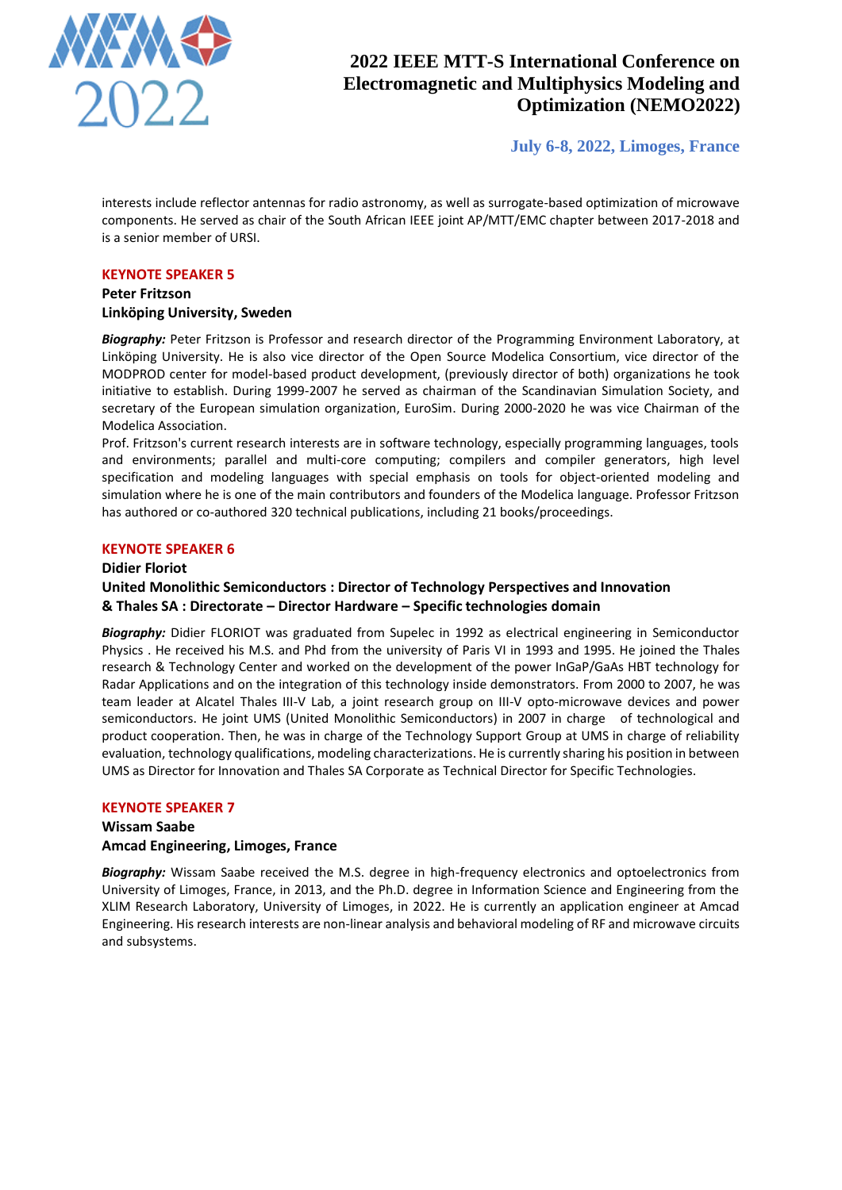interests include reflector antennas for radio astronomy, as well as surrogate-based optimization of microwave components. He served as chair of the South African IEEE joint AP/MTT/EMC chapter between 2017-2018 and is a senior member of URSI.

### KEYNOTE SPEAKER 5

**Peter Fritzson**
**Linköping University, Sweden**

***Biography:*** Peter Fritzson is Professor and research director of the Programming Environment Laboratory, at Linköping University. He is also vice director of the Open Source Modelica Consortium, vice director of the MODPROD center for model-based product development, (previously director of both) organizations he took initiative to establish. During 1999-2007 he served as chairman of the Scandinavian Simulation Society, and secretary of the European simulation organization, EuroSim. During 2000-2020 he was vice Chairman of the Modelica Association.
Prof. Fritzson's current research interests are in software technology, especially programming languages, tools and environments; parallel and multi-core computing; compilers and compiler generators, high level specification and modeling languages with special emphasis on tools for object-oriented modeling and simulation where he is one of the main contributors and founders of the Modelica language. Professor Fritzson has authored or co-authored 320 technical publications, including 21 books/proceedings.

### KEYNOTE SPEAKER 6

**Didier Floriot**
**United Monolithic Semiconductors : Director of Technology Perspectives and Innovation**
**& Thales SA : Directorate – Director Hardware – Specific technologies domain**

***Biography:*** Didier FLORIOT was graduated from Supelec in 1992 as electrical engineering in Semiconductor Physics . He received his M.S. and Phd from the university of Paris VI in 1993 and 1995. He joined the Thales research & Technology Center and worked on the development of the power InGaP/GaAs HBT technology for Radar Applications and on the integration of this technology inside demonstrators. From 2000 to 2007, he was team leader at Alcatel Thales III-V Lab, a joint research group on III-V opto-microwave devices and power semiconductors. He joint UMS (United Monolithic Semiconductors) in 2007 in charge of technological and product cooperation. Then, he was in charge of the Technology Support Group at UMS in charge of reliability evaluation, technology qualifications, modeling characterizations. He is currently sharing his position in between UMS as Director for Innovation and Thales SA Corporate as Technical Director for Specific Technologies.

### KEYNOTE SPEAKER 7

**Wissam Saabe**
**Amcad Engineering, Limoges, France**

***Biography:*** Wissam Saabe received the M.S. degree in high-frequency electronics and optoelectronics from University of Limoges, France, in 2013, and the Ph.D. degree in Information Science and Engineering from the XLIM Research Laboratory, University of Limoges, in 2022. He is currently an application engineer at Amcad Engineering. His research interests are non-linear analysis and behavioral modeling of RF and microwave circuits and subsystems.